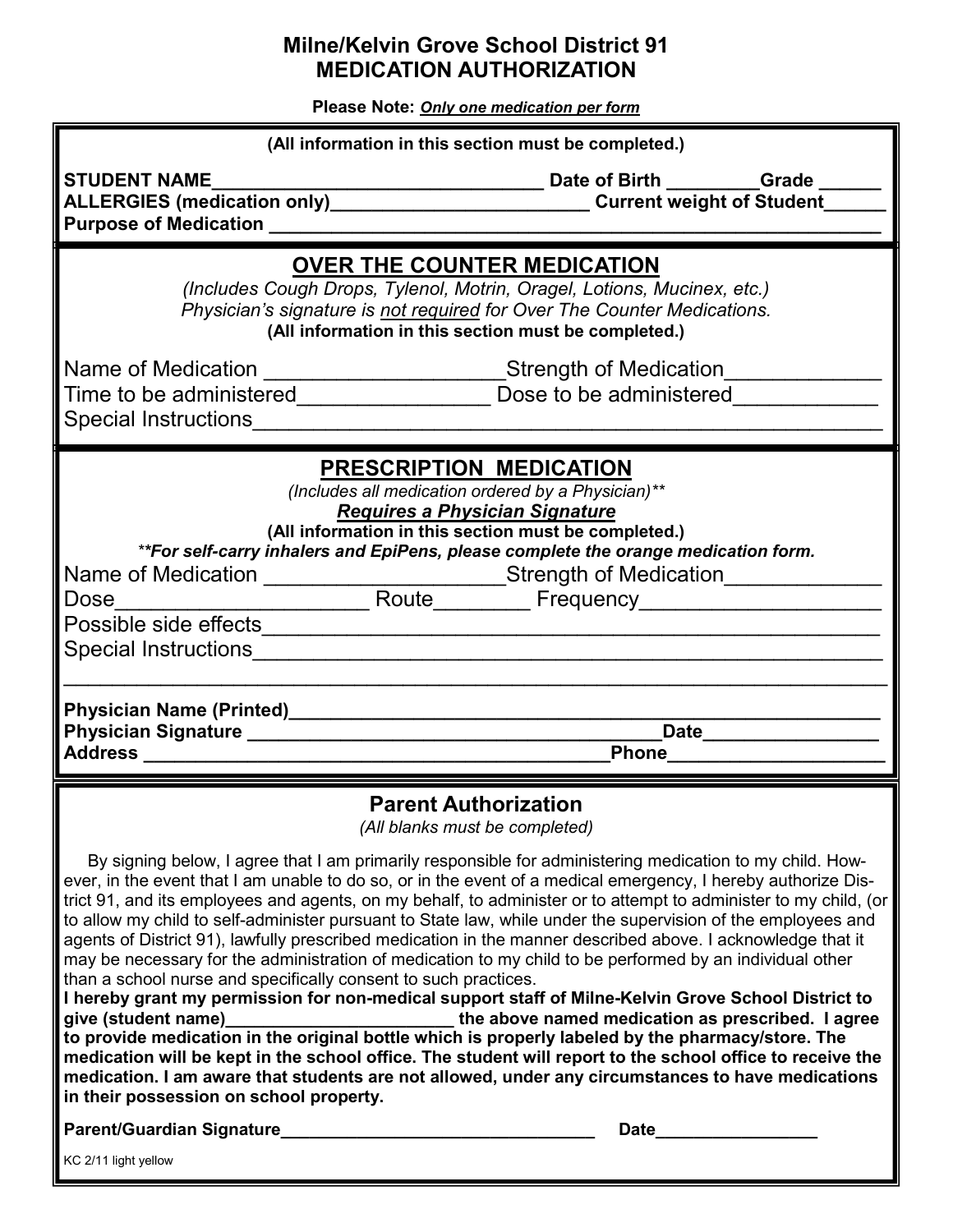# Milne/Kelvin Grove School District 91
# MEDICATION AUTHORIZATION

**Please Note:** ***Only one medication per form***

**(All information in this section must be completed.)**

**STUDENT NAME________________________________ Date of Birth _________Grade ______**
**ALLERGIES (medication only)_________________________ Current weight of Student______**
**Purpose of Medication ____________________________________________________________**

## OVER THE COUNTER MEDICATION

*(Includes Cough Drops, Tylenol, Motrin, Oragel, Lotions, Mucinex, etc.)*
*Physician's signature is not required for Over The Counter Medications.*
**(All information in this section must be completed.)**

Name of Medication ___________________Strength of Medication_____________
Time to be administered_______________ Dose to be administered___________
Special Instructions____________________________________________________

## PRESCRIPTION MEDICATION

*(Includes all medication ordered by a Physician)***
***Requires a Physician Signature***
**(All information in this section must be completed.)**
***For self-carry inhalers and EpiPens, please complete the orange medication form.*

Name of Medication ___________________Strength of Medication_____________
Dose_____________________ Route________ Frequency___________________
Possible side effects___________________________________________________
Special Instructions____________________________________________________
_______________________________________________________________________

**Physician Name (Printed)_____________________________________________________**
**Physician Signature ____________________________________Date________________**
**Address ____________________________________________Phone____________________**

## Parent Authorization

*(All blanks must be completed)*

By signing below, I agree that I am primarily responsible for administering medication to my child. However, in the event that I am unable to do so, or in the event of a medical emergency, I hereby authorize District 91, and its employees and agents, on my behalf, to administer or to attempt to administer to my child, (or to allow my child to self-administer pursuant to State law, while under the supervision of the employees and agents of District 91), lawfully prescribed medication in the manner described above. I acknowledge that it may be necessary for the administration of medication to my child to be performed by an individual other than a school nurse and specifically consent to such practices.

**I hereby grant my permission for non-medical support staff of Milne-Kelvin Grove School District to give (student name)________________________ the above named medication as prescribed. I agree to provide medication in the original bottle which is properly labeled by the pharmacy/store. The medication will be kept in the school office. The student will report to the school office to receive the medication. I am aware that students are not allowed, under any circumstances to have medications in their possession on school property.**

**Parent/Guardian Signature________________________________ Date________________**

KC 2/11 light yellow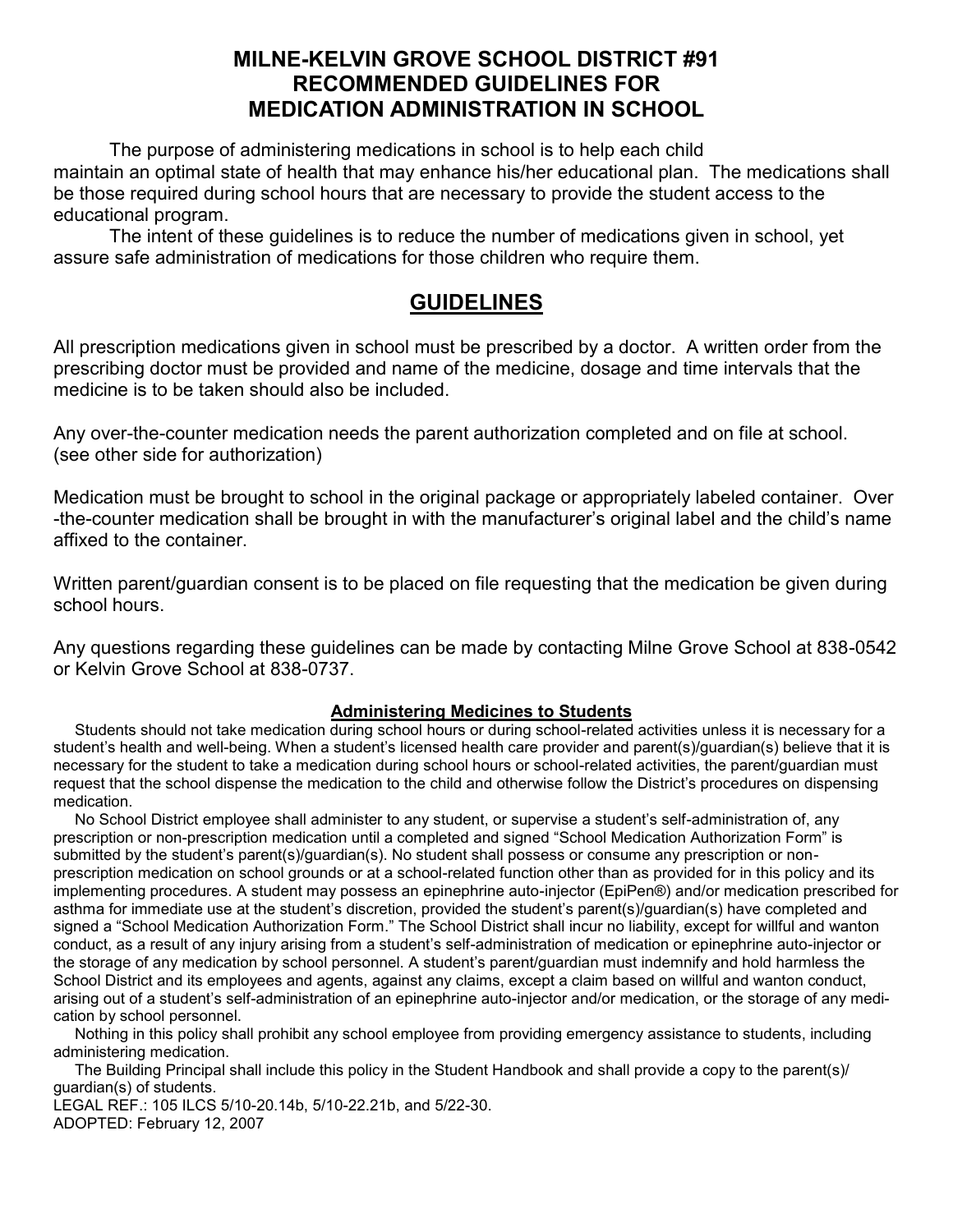# MILNE-KELVIN GROVE SCHOOL DISTRICT #91
# RECOMMENDED GUIDELINES FOR
# MEDICATION ADMINISTRATION IN SCHOOL

The purpose of administering medications in school is to help each child maintain an optimal state of health that may enhance his/her educational plan. The medications shall be those required during school hours that are necessary to provide the student access to the educational program.

The intent of these guidelines is to reduce the number of medications given in school, yet assure safe administration of medications for those children who require them.

## GUIDELINES

All prescription medications given in school must be prescribed by a doctor. A written order from the prescribing doctor must be provided and name of the medicine, dosage and time intervals that the medicine is to be taken should also be included.

Any over-the-counter medication needs the parent authorization completed and on file at school. (see other side for authorization)

Medication must be brought to school in the original package or appropriately labeled container. Over-the-counter medication shall be brought in with the manufacturer's original label and the child's name affixed to the container.

Written parent/guardian consent is to be placed on file requesting that the medication be given during school hours.

Any questions regarding these guidelines can be made by contacting Milne Grove School at 838-0542 or Kelvin Grove School at 838-0737.

### Administering Medicines to Students

Students should not take medication during school hours or during school-related activities unless it is necessary for a student's health and well-being. When a student's licensed health care provider and parent(s)/guardian(s) believe that it is necessary for the student to take a medication during school hours or school-related activities, the parent/guardian must request that the school dispense the medication to the child and otherwise follow the District's procedures on dispensing medication.

No School District employee shall administer to any student, or supervise a student's self-administration of, any prescription or non-prescription medication until a completed and signed "School Medication Authorization Form" is submitted by the student's parent(s)/guardian(s). No student shall possess or consume any prescription or non-prescription medication on school grounds or at a school-related function other than as provided for in this policy and its implementing procedures. A student may possess an epinephrine auto-injector (EpiPen®) and/or medication prescribed for asthma for immediate use at the student's discretion, provided the student's parent(s)/guardian(s) have completed and signed a "School Medication Authorization Form." The School District shall incur no liability, except for willful and wanton conduct, as a result of any injury arising from a student's self-administration of medication or epinephrine auto-injector or the storage of any medication by school personnel. A student's parent/guardian must indemnify and hold harmless the School District and its employees and agents, against any claims, except a claim based on willful and wanton conduct, arising out of a student's self-administration of an epinephrine auto-injector and/or medication, or the storage of any medication by school personnel.

Nothing in this policy shall prohibit any school employee from providing emergency assistance to students, including administering medication.

The Building Principal shall include this policy in the Student Handbook and shall provide a copy to the parent(s)/guardian(s) of students.

LEGAL REF.: 105 ILCS 5/10-20.14b, 5/10-22.21b, and 5/22-30.

ADOPTED: February 12, 2007